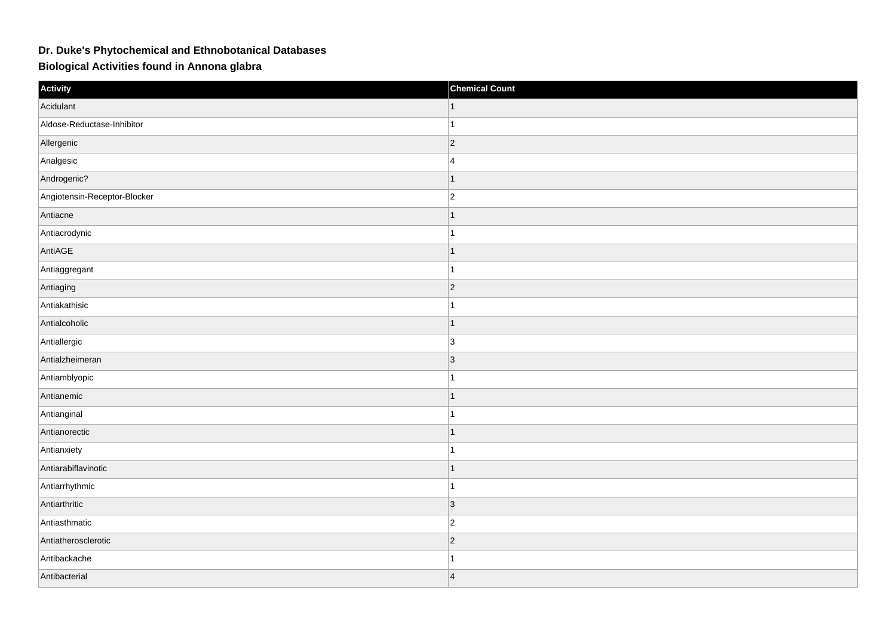# Dr. Duke's Phytochemical and Ethnobotanical Databases

## Biological Activities found in Annona glabra

| Activity | Chemical Count |
|---|---|
| Acidulant | 1 |
| Aldose-Reductase-Inhibitor | 1 |
| Allergenic | 2 |
| Analgesic | 4 |
| Androgenic? | 1 |
| Angiotensin-Receptor-Blocker | 2 |
| Antiacne | 1 |
| Antiacrodynic | 1 |
| AntiAGE | 1 |
| Antiaggregant | 1 |
| Antiaging | 2 |
| Antiakathisic | 1 |
| Antialcoholic | 1 |
| Antiallergic | 3 |
| Antialzheimeran | 3 |
| Antiamblyopic | 1 |
| Antianemic | 1 |
| Antianginal | 1 |
| Antianorectic | 1 |
| Antianxiety | 1 |
| Antiarabiflavinotic | 1 |
| Antiarrhythmic | 1 |
| Antiarthritic | 3 |
| Antiasthmatic | 2 |
| Antiatherosclerotic | 2 |
| Antibackache | 1 |
| Antibacterial | 4 |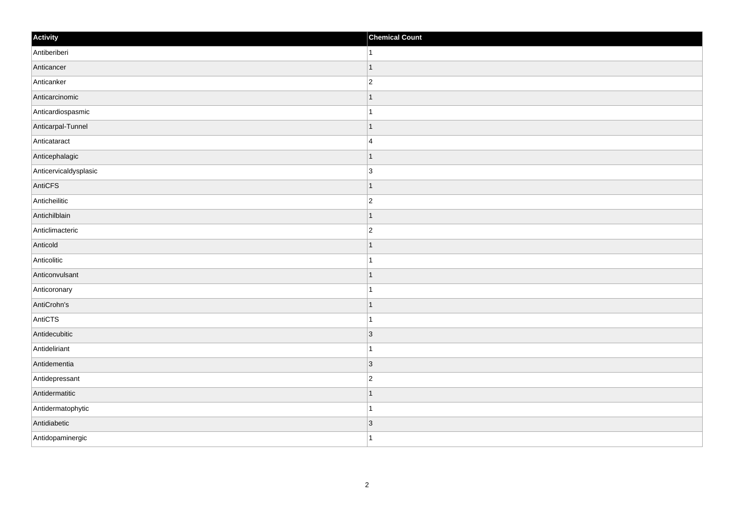| Activity | Chemical Count |
| --- | --- |
| Antiberiberi | 1 |
| Anticancer | 1 |
| Anticanker | 2 |
| Anticarcinomic | 1 |
| Anticardiospasmic | 1 |
| Anticarpal-Tunnel | 1 |
| Anticataract | 4 |
| Anticephalagic | 1 |
| Anticervicaldysplasic | 3 |
| AntiCFS | 1 |
| Anticheilitic | 2 |
| Antichilblain | 1 |
| Anticlimacteric | 2 |
| Anticold | 1 |
| Anticolitic | 1 |
| Anticonvulsant | 1 |
| Anticoronary | 1 |
| AntiCrohn's | 1 |
| AntiCTS | 1 |
| Antidecubitic | 3 |
| Antideliriant | 1 |
| Antidementia | 3 |
| Antidepressant | 2 |
| Antidermatitic | 1 |
| Antidermatophytic | 1 |
| Antidiabetic | 3 |
| Antidopaminergic | 1 |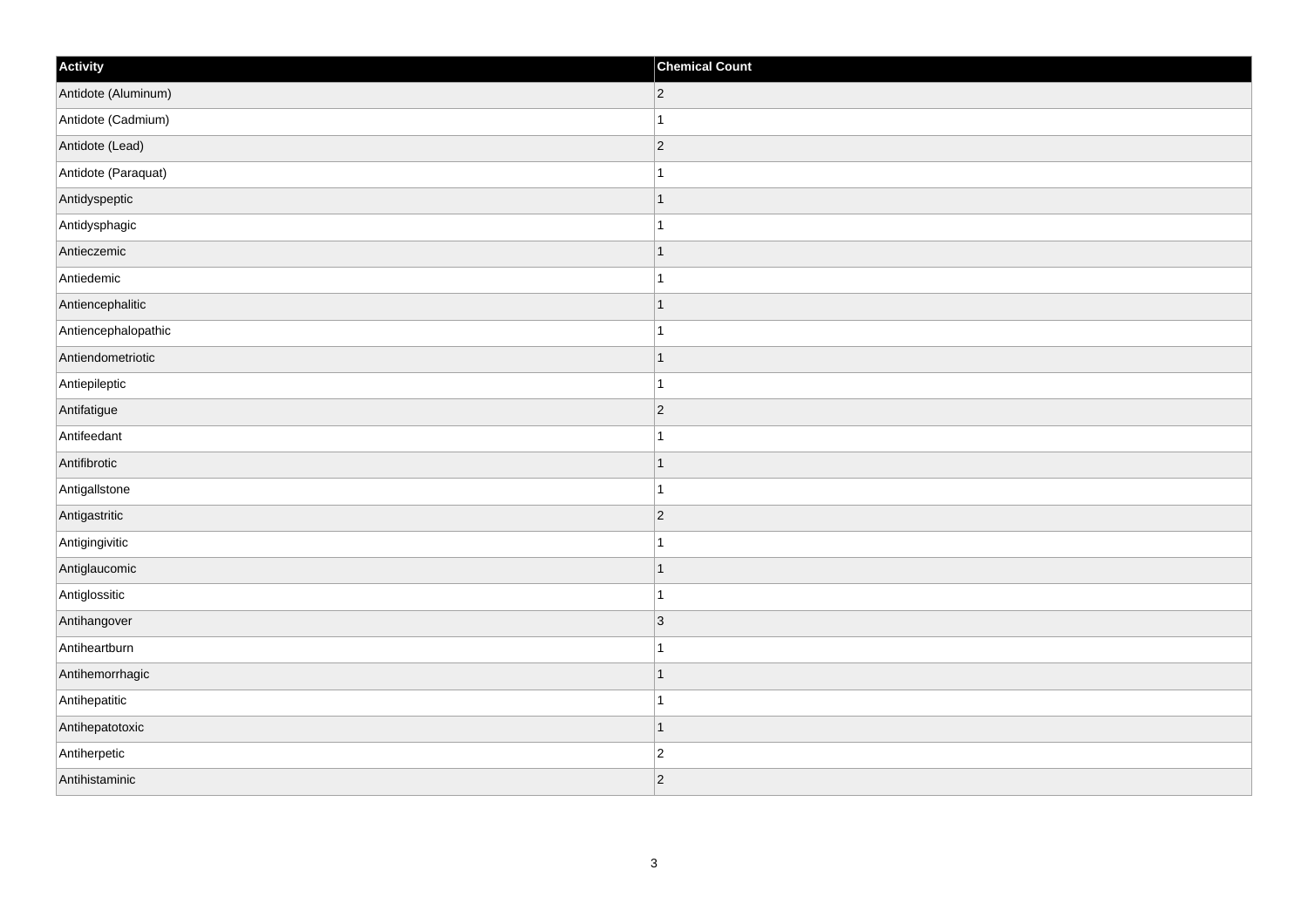| Activity | Chemical Count |
| --- | --- |
| Antidote (Aluminum) | 2 |
| Antidote (Cadmium) | 1 |
| Antidote (Lead) | 2 |
| Antidote (Paraquat) | 1 |
| Antidyspeptic | 1 |
| Antidysphagic | 1 |
| Antieczemic | 1 |
| Antiedemic | 1 |
| Antiencephalitic | 1 |
| Antiencephalopathic | 1 |
| Antiendometriotic | 1 |
| Antiepileptic | 1 |
| Antifatigue | 2 |
| Antifeedant | 1 |
| Antifibrotic | 1 |
| Antigallstone | 1 |
| Antigastritic | 2 |
| Antigingivitic | 1 |
| Antiglaucomic | 1 |
| Antiglossitic | 1 |
| Antihangover | 3 |
| Antiheartburn | 1 |
| Antihemorrhagic | 1 |
| Antihepatitic | 1 |
| Antihepatotoxic | 1 |
| Antiherpetic | 2 |
| Antihistaminic | 2 |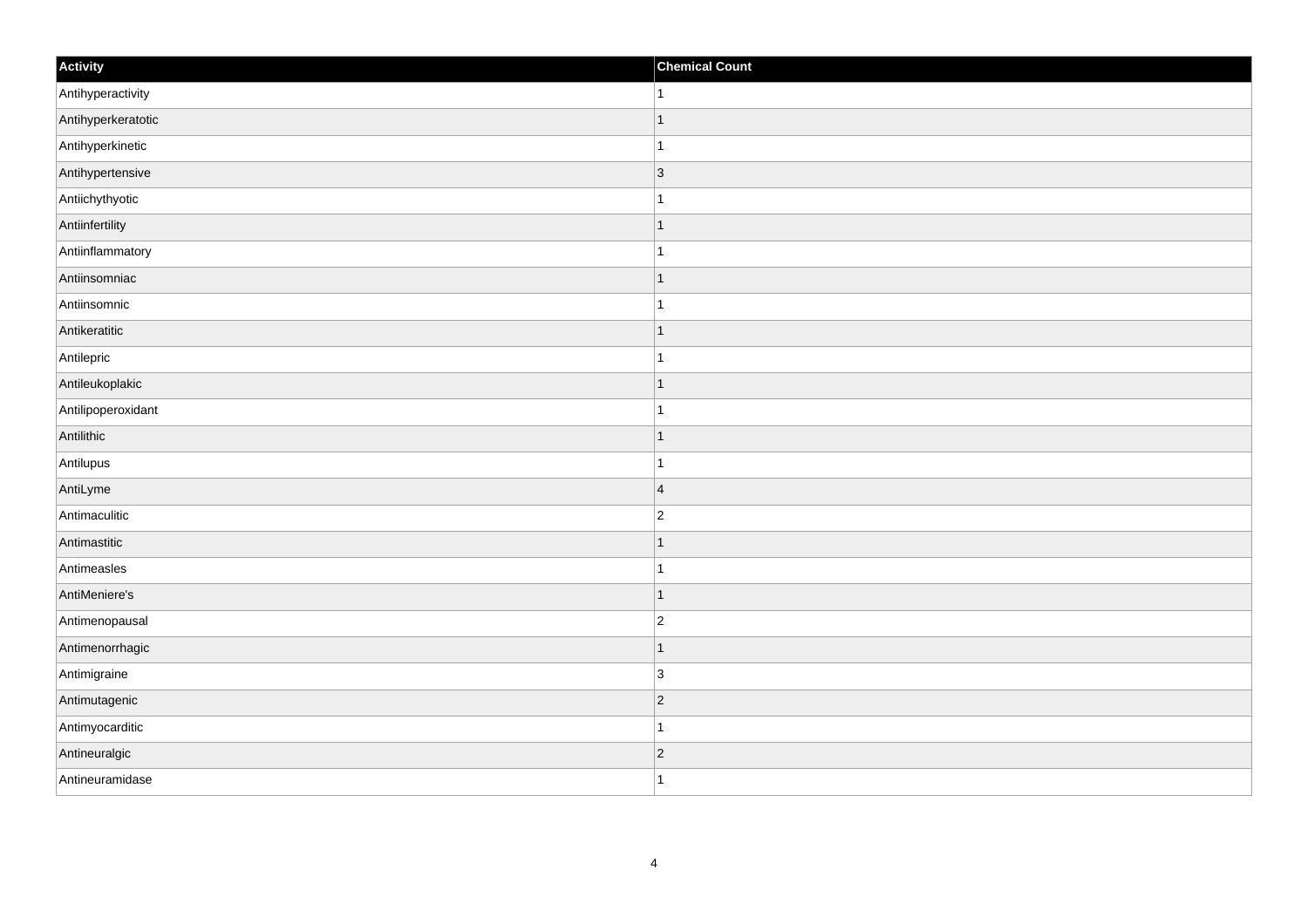| Activity | Chemical Count |
| --- | --- |
| Antihyperactivity | 1 |
| Antihyperkeratotic | 1 |
| Antihyperkinetic | 1 |
| Antihypertensive | 3 |
| Antiichythyotic | 1 |
| Antiinfertility | 1 |
| Antiinflammatory | 1 |
| Antiinsomniac | 1 |
| Antiinsomnic | 1 |
| Antikeratitic | 1 |
| Antilepric | 1 |
| Antileukoplakic | 1 |
| Antilipoperoxidant | 1 |
| Antilithic | 1 |
| Antilupus | 1 |
| AntiLyme | 4 |
| Antimaculitic | 2 |
| Antimastitic | 1 |
| Antimeasles | 1 |
| AntiMeniere's | 1 |
| Antimenopausal | 2 |
| Antimenorrhagic | 1 |
| Antimigraine | 3 |
| Antimutagenic | 2 |
| Antimyocarditic | 1 |
| Antineuralgic | 2 |
| Antineuramidase | 1 |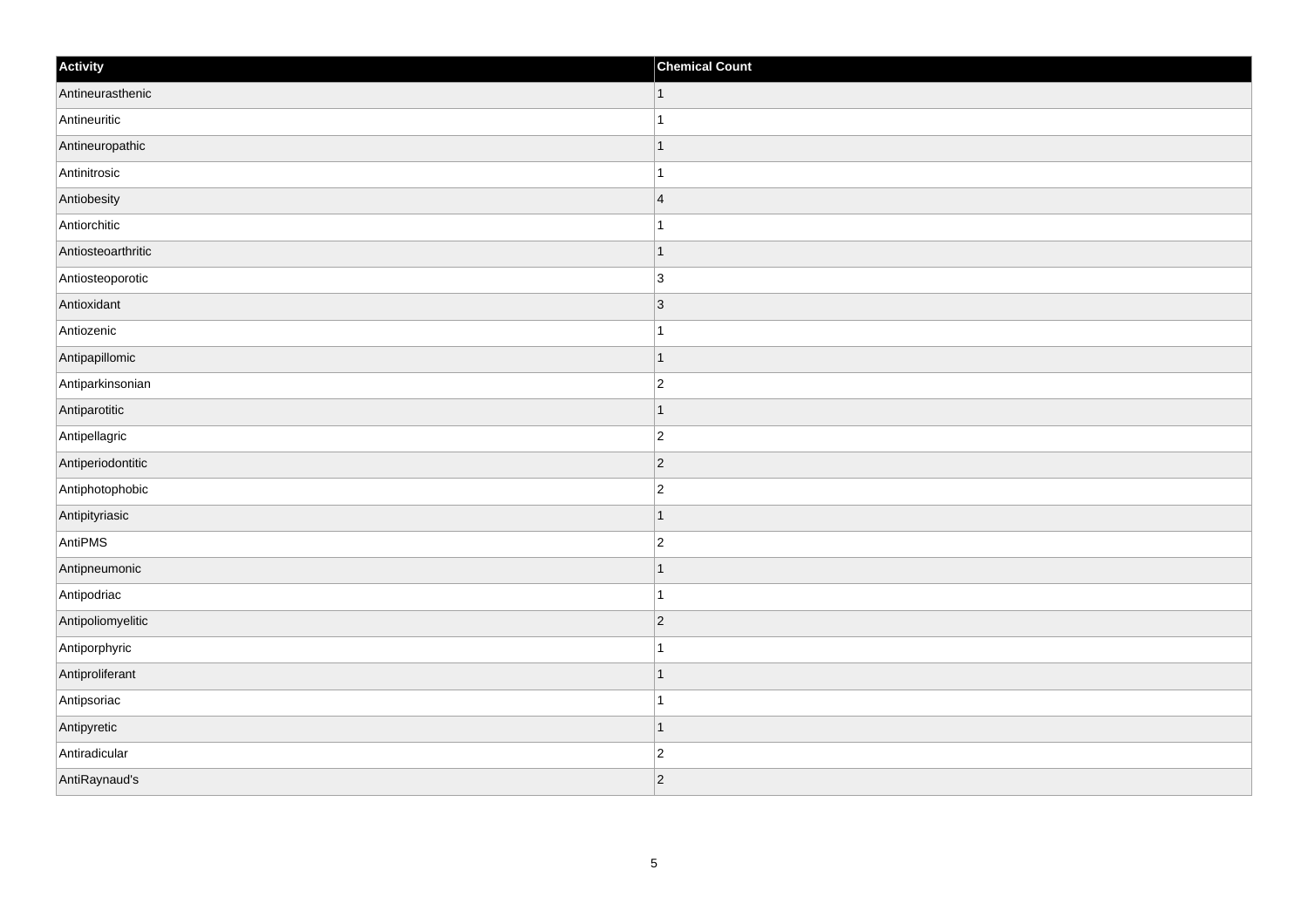| Activity | Chemical Count |
| --- | --- |
| Antineurasthenic | 1 |
| Antineuritic | 1 |
| Antineuropathic | 1 |
| Antinitrosic | 1 |
| Antiobesity | 4 |
| Antiorchitic | 1 |
| Antiosteoarthritic | 1 |
| Antiosteoporotic | 3 |
| Antioxidant | 3 |
| Antiozenic | 1 |
| Antipapillomic | 1 |
| Antiparkinsonian | 2 |
| Antiparotitic | 1 |
| Antipellagric | 2 |
| Antiperiodontitic | 2 |
| Antiphotophobic | 2 |
| Antipityriasic | 1 |
| AntiPMS | 2 |
| Antipneumonic | 1 |
| Antipodriac | 1 |
| Antipoliomyelitic | 2 |
| Antiporphyric | 1 |
| Antiproliferant | 1 |
| Antipsoriac | 1 |
| Antipyretic | 1 |
| Antiradicular | 2 |
| AntiRaynaud's | 2 |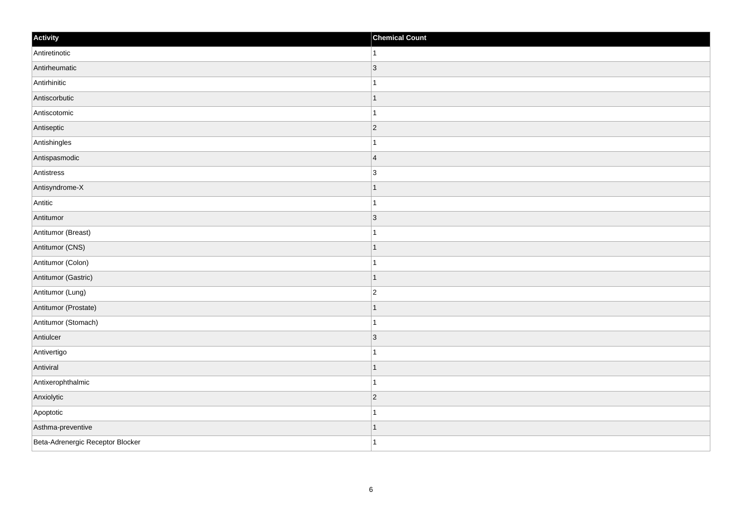| Activity | Chemical Count |
| --- | --- |
| Antiretinotic | 1 |
| Antirheumatic | 3 |
| Antirhinitic | 1 |
| Antiscorbutic | 1 |
| Antiscotomic | 1 |
| Antiseptic | 2 |
| Antishingles | 1 |
| Antispasmodic | 4 |
| Antistress | 3 |
| Antisyndrome-X | 1 |
| Antitic | 1 |
| Antitumor | 3 |
| Antitumor (Breast) | 1 |
| Antitumor (CNS) | 1 |
| Antitumor (Colon) | 1 |
| Antitumor (Gastric) | 1 |
| Antitumor (Lung) | 2 |
| Antitumor (Prostate) | 1 |
| Antitumor (Stomach) | 1 |
| Antiulcer | 3 |
| Antivertigo | 1 |
| Antiviral | 1 |
| Antixerophthalmic | 1 |
| Anxiolytic | 2 |
| Apoptotic | 1 |
| Asthma-preventive | 1 |
| Beta-Adrenergic Receptor Blocker | 1 |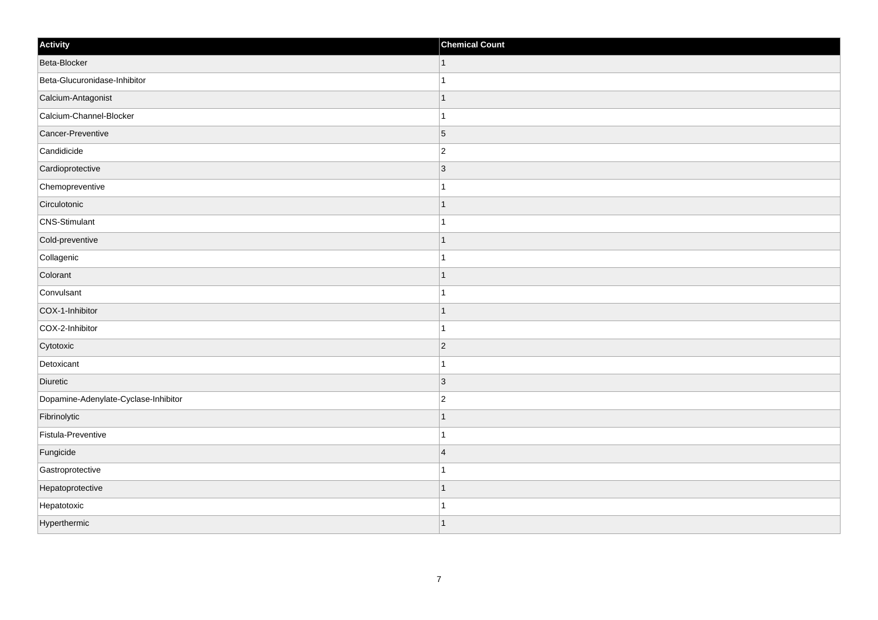| Activity | Chemical Count |
| --- | --- |
| Beta-Blocker | 1 |
| Beta-Glucuronidase-Inhibitor | 1 |
| Calcium-Antagonist | 1 |
| Calcium-Channel-Blocker | 1 |
| Cancer-Preventive | 5 |
| Candidicide | 2 |
| Cardioprotective | 3 |
| Chemopreventive | 1 |
| Circulotonic | 1 |
| CNS-Stimulant | 1 |
| Cold-preventive | 1 |
| Collagenic | 1 |
| Colorant | 1 |
| Convulsant | 1 |
| COX-1-Inhibitor | 1 |
| COX-2-Inhibitor | 1 |
| Cytotoxic | 2 |
| Detoxicant | 1 |
| Diuretic | 3 |
| Dopamine-Adenylate-Cyclase-Inhibitor | 2 |
| Fibrinolytic | 1 |
| Fistula-Preventive | 1 |
| Fungicide | 4 |
| Gastroprotective | 1 |
| Hepatoprotective | 1 |
| Hepatotoxic | 1 |
| Hyperthermic | 1 |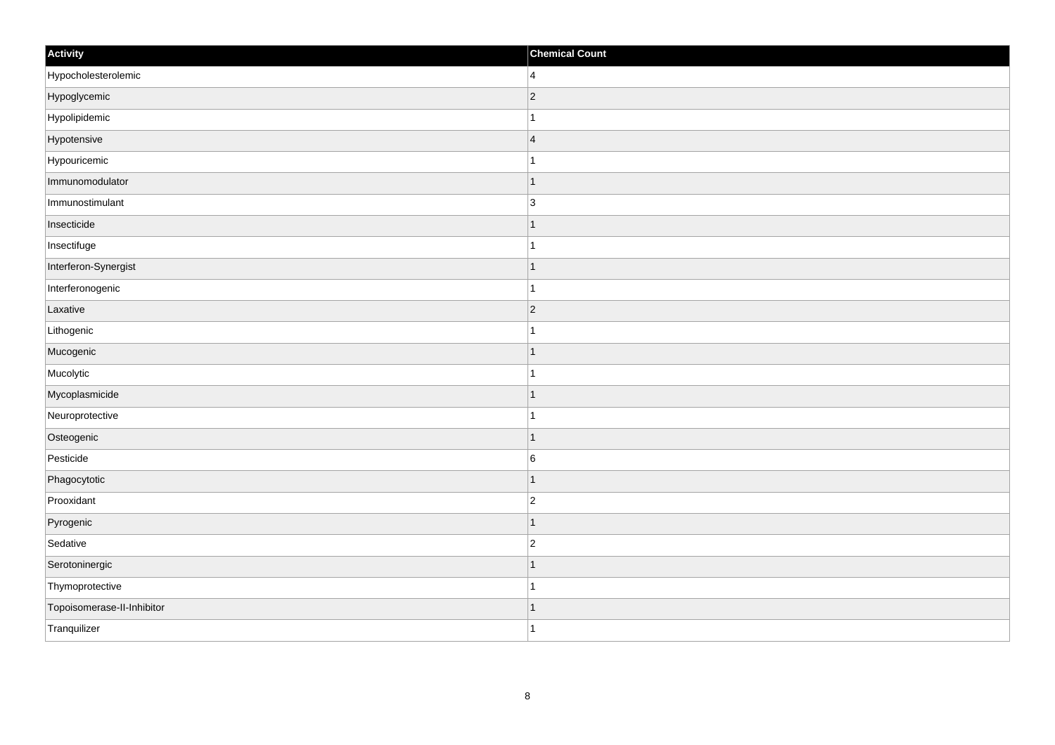| Activity | Chemical Count |
| --- | --- |
| Hypocholesterolemic | 4 |
| Hypoglycemic | 2 |
| Hypolipidemic | 1 |
| Hypotensive | 4 |
| Hypouricemic | 1 |
| Immunomodulator | 1 |
| Immunostimulant | 3 |
| Insecticide | 1 |
| Insectifuge | 1 |
| Interferon-Synergist | 1 |
| Interferonogenic | 1 |
| Laxative | 2 |
| Lithogenic | 1 |
| Mucogenic | 1 |
| Mucolytic | 1 |
| Mycoplasmicide | 1 |
| Neuroprotective | 1 |
| Osteogenic | 1 |
| Pesticide | 6 |
| Phagocytotic | 1 |
| Prooxidant | 2 |
| Pyrogenic | 1 |
| Sedative | 2 |
| Serotoninergic | 1 |
| Thymoprotective | 1 |
| Topoisomerase-II-Inhibitor | 1 |
| Tranquilizer | 1 |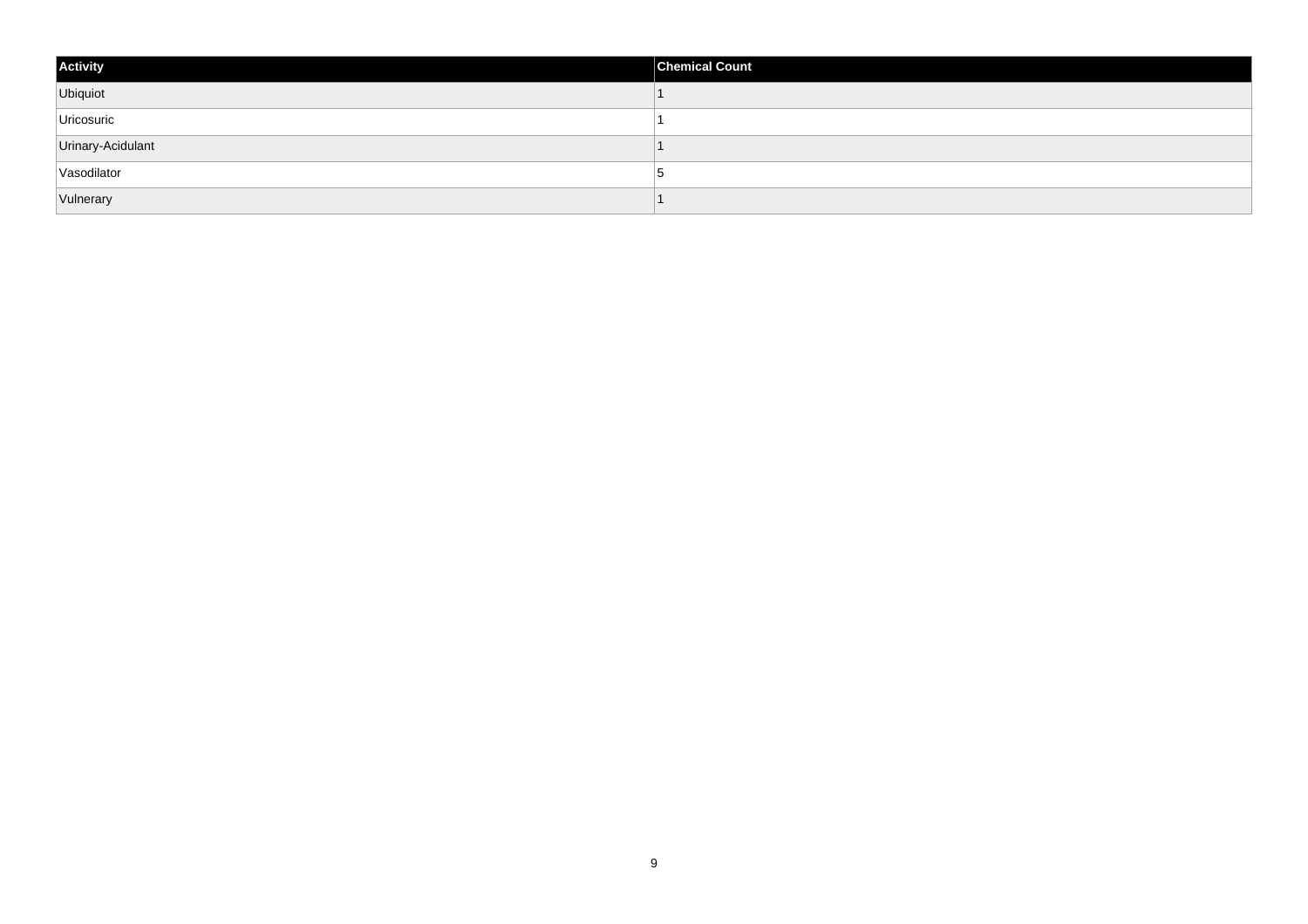| Activity | Chemical Count |
| --- | --- |
| Ubiquiot | 1 |
| Uricosuric | 1 |
| Urinary-Acidulant | 1 |
| Vasodilator | 5 |
| Vulnerary | 1 |